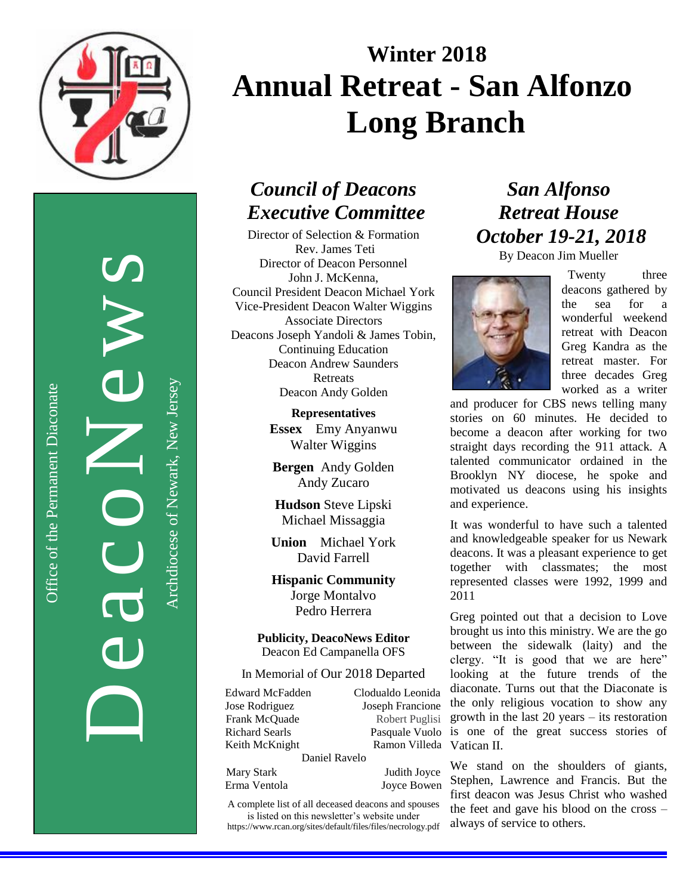# Winter 2018
# Annual Retreat - San Alfonzo Long Branch

DeacoNews

Office of the Permanent Diaconate

Archdiocese of Newark, New Jersey

## *Council of Deacons Executive Committee*

Director of Selection & Formation
Rev. James Teti
Director of Deacon Personnel
John J. McKenna,
Council President Deacon Michael York
Vice-President Deacon Walter Wiggins
Associate Directors
Deacons Joseph Yandoli & James Tobin,
Continuing Education
Deacon Andrew Saunders
Retreats
Deacon Andy Golden

**Representatives**

**Essex** Emy Anyanwu
Walter Wiggins

**Bergen** Andy Golden
Andy Zucaro

**Hudson** Steve Lipski
Michael Missaggia

**Union** Michael York
David Farrell

**Hispanic Community**
Jorge Montalvo
Pedro Herrera

**Publicity, DeacoNews Editor**
Deacon Ed Campanella OFS

In Memorial of Our 2018 Departed

| | |
|---|---|
| Edward McFadden | Clodualdo Leonida |
| Jose Rodriguez | Joseph Francione |
| Frank McQuade | Robert Puglisi |
| Richard Searls | Pasquale Vuolo |
| Keith McKnight | Ramon Villeda |

Daniel Ravelo

| | |
|---|---|
| Mary Stark | Judith Joyce |
| Erma Ventola | Joyce Bowen |

A complete list of all deceased deacons and spouses is listed on this newsletter's website under https://www.rcan.org/sites/default/files/files/necrology.pdf

## *San Alfonso Retreat House October 19-21, 2018*

By Deacon Jim Mueller

Twenty three deacons gathered by the sea for a wonderful weekend retreat with Deacon Greg Kandra as the retreat master. For three decades Greg worked as a writer and producer for CBS news telling many stories on 60 minutes. He decided to become a deacon after working for two straight days recording the 911 attack. A talented communicator ordained in the Brooklyn NY diocese, he spoke and motivated us deacons using his insights and experience.

It was wonderful to have such a talented and knowledgeable speaker for us Newark deacons. It was a pleasant experience to get together with classmates; the most represented classes were 1992, 1999 and 2011

Greg pointed out that a decision to Love brought us into this ministry. We are the go between the sidewalk (laity) and the clergy. "It is good that we are here" looking at the future trends of the diaconate. Turns out that the Diaconate is the only religious vocation to show any growth in the last 20 years – its restoration is one of the great success stories of Vatican II.

We stand on the shoulders of giants, Stephen, Lawrence and Francis. But the first deacon was Jesus Christ who washed the feet and gave his blood on the cross – always of service to others.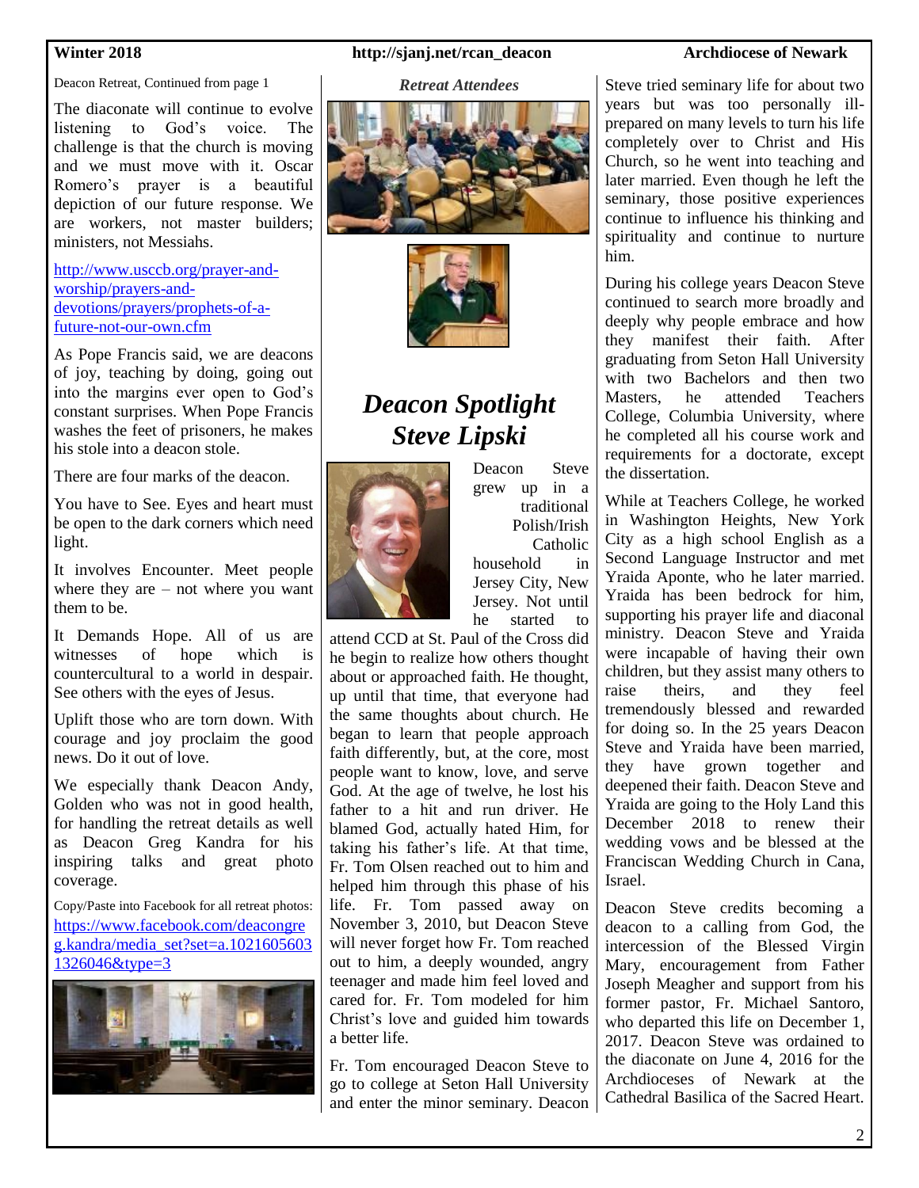Deacon Retreat, Continued from page 1

The diaconate will continue to evolve listening to God's voice. The challenge is that the church is moving and we must move with it. Oscar Romero's prayer is a beautiful depiction of our future response. We are workers, not master builders; ministers, not Messiahs.

http://www.usccb.org/prayer-and-worship/prayers-and-devotions/prayers/prophets-of-a-future-not-our-own.cfm

As Pope Francis said, we are deacons of joy, teaching by doing, going out into the margins ever open to God's constant surprises. When Pope Francis washes the feet of prisoners, he makes his stole into a deacon stole.

There are four marks of the deacon.

You have to See. Eyes and heart must be open to the dark corners which need light.

It involves Encounter. Meet people where they are – not where you want them to be.

It Demands Hope. All of us are witnesses of hope which is countercultural to a world in despair. See others with the eyes of Jesus.

Uplift those who are torn down. With courage and joy proclaim the good news. Do it out of love.

We especially thank Deacon Andy, Golden who was not in good health, for handling the retreat details as well as Deacon Greg Kandra for his inspiring talks and great photo coverage.

Copy/Paste into Facebook for all retreat photos: https://www.facebook.com/deacongreg.kandra/media_set?set=a.10216056031326046&type=3

*Retreat Attendees*

# *Deacon Spotlight Steve Lipski*

Deacon Steve grew up in a traditional Polish/Irish Catholic household in Jersey City, New Jersey. Not until he started to attend CCD at St. Paul of the Cross did he begin to realize how others thought about or approached faith. He thought, up until that time, that everyone had the same thoughts about church. He began to learn that people approach faith differently, but, at the core, most people want to know, love, and serve God. At the age of twelve, he lost his father to a hit and run driver. He blamed God, actually hated Him, for taking his father's life. At that time, Fr. Tom Olsen reached out to him and helped him through this phase of his life. Fr. Tom passed away on November 3, 2010, but Deacon Steve will never forget how Fr. Tom reached out to him, a deeply wounded, angry teenager and made him feel loved and cared for. Fr. Tom modeled for him Christ's love and guided him towards a better life.

Fr. Tom encouraged Deacon Steve to go to college at Seton Hall University and enter the minor seminary. Deacon Steve tried seminary life for about two years but was too personally ill-prepared on many levels to turn his life completely over to Christ and His Church, so he went into teaching and later married. Even though he left the seminary, those positive experiences continue to influence his thinking and spirituality and continue to nurture him.

During his college years Deacon Steve continued to search more broadly and deeply why people embrace and how they manifest their faith. After graduating from Seton Hall University with two Bachelors and then two Masters, he attended Teachers College, Columbia University, where he completed all his course work and requirements for a doctorate, except the dissertation.

While at Teachers College, he worked in Washington Heights, New York City as a high school English as a Second Language Instructor and met Yraida Aponte, who he later married. Yraida has been bedrock for him, supporting his prayer life and diaconal ministry. Deacon Steve and Yraida were incapable of having their own children, but they assist many others to raise theirs, and they feel tremendously blessed and rewarded for doing so. In the 25 years Deacon Steve and Yraida have been married, they have grown together and deepened their faith. Deacon Steve and Yraida are going to the Holy Land this December 2018 to renew their wedding vows and be blessed at the Franciscan Wedding Church in Cana, Israel.

Deacon Steve credits becoming a deacon to a calling from God, the intercession of the Blessed Virgin Mary, encouragement from Father Joseph Meagher and support from his former pastor, Fr. Michael Santoro, who departed this life on December 1, 2017. Deacon Steve was ordained to the diaconate on June 4, 2016 for the Archdioceses of Newark at the Cathedral Basilica of the Sacred Heart.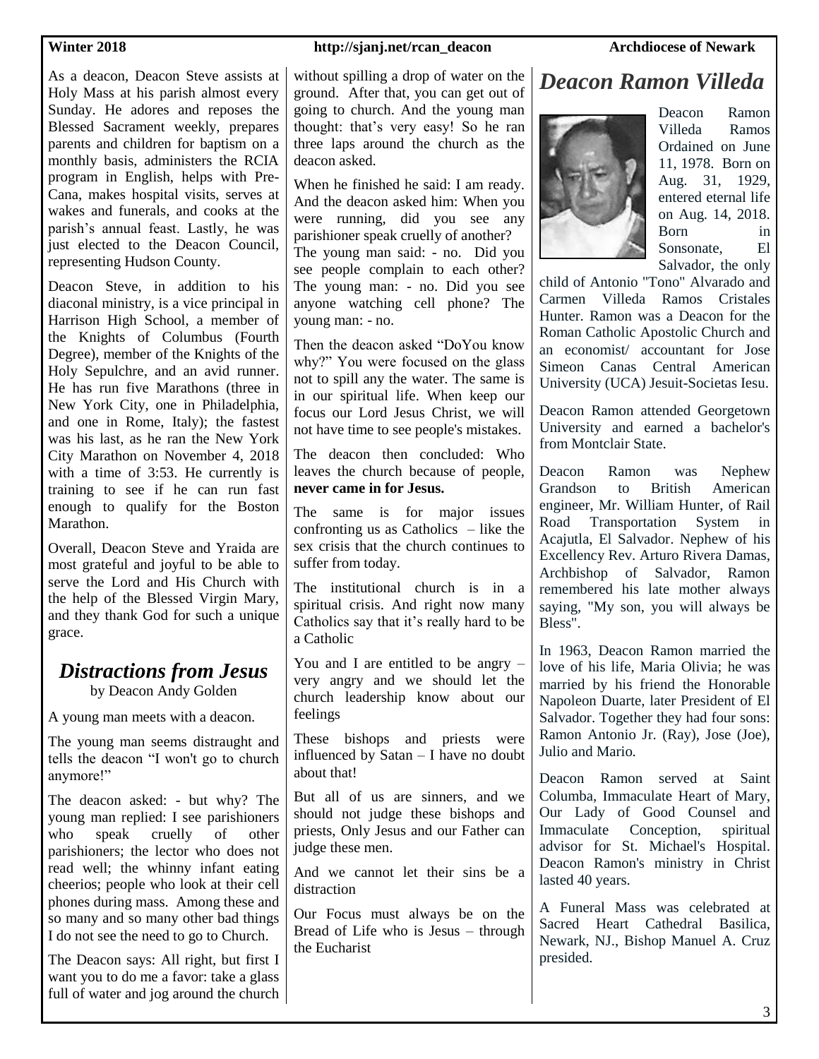As a deacon, Deacon Steve assists at Holy Mass at his parish almost every Sunday. He adores and reposes the Blessed Sacrament weekly, prepares parents and children for baptism on a monthly basis, administers the RCIA program in English, helps with Pre-Cana, makes hospital visits, serves at wakes and funerals, and cooks at the parish's annual feast. Lastly, he was just elected to the Deacon Council, representing Hudson County.

Deacon Steve, in addition to his diaconal ministry, is a vice principal in Harrison High School, a member of the Knights of Columbus (Fourth Degree), member of the Knights of the Holy Sepulchre, and an avid runner. He has run five Marathons (three in New York City, one in Philadelphia, and one in Rome, Italy); the fastest was his last, as he ran the New York City Marathon on November 4, 2018 with a time of 3:53. He currently is training to see if he can run fast enough to qualify for the Boston Marathon.

Overall, Deacon Steve and Yraida are most grateful and joyful to be able to serve the Lord and His Church with the help of the Blessed Virgin Mary, and they thank God for such a unique grace.

## *Distractions from Jesus*

by Deacon Andy Golden

A young man meets with a deacon.

The young man seems distraught and tells the deacon "I won't go to church anymore!"

The deacon asked: - but why? The young man replied: I see parishioners who speak cruelly of other parishioners; the lector who does not read well; the whinny infant eating cheerios; people who look at their cell phones during mass. Among these and so many and so many other bad things I do not see the need to go to Church.

The Deacon says: All right, but first I want you to do me a favor: take a glass full of water and jog around the church without spilling a drop of water on the ground. After that, you can get out of going to church. And the young man thought: that's very easy! So he ran three laps around the church as the deacon asked.

When he finished he said: I am ready. And the deacon asked him: When you were running, did you see any parishioner speak cruelly of another? The young man said: - no. Did you see people complain to each other? The young man: - no. Did you see anyone watching cell phone? The young man: - no.

Then the deacon asked "DoYou know why?" You were focused on the glass not to spill any the water. The same is in our spiritual life. When keep our focus our Lord Jesus Christ, we will not have time to see people's mistakes.

The deacon then concluded: Who leaves the church because of people, **never came in for Jesus.**

The same is for major issues confronting us as Catholics – like the sex crisis that the church continues to suffer from today.

The institutional church is in a spiritual crisis. And right now many Catholics say that it's really hard to be a Catholic

You and I are entitled to be angry – very angry and we should let the church leadership know about our feelings

These bishops and priests were influenced by Satan – I have no doubt about that!

But all of us are sinners, and we should not judge these bishops and priests, Only Jesus and our Father can judge these men.

And we cannot let their sins be a distraction

Our Focus must always be on the Bread of Life who is Jesus – through the Eucharist

## *Deacon Ramon Villeda*

Deacon Ramon Villeda Ramos Ordained on June 11, 1978. Born on Aug. 31, 1929, entered eternal life on Aug. 14, 2018. Born in Sonsonate, El Salvador, the only child of Antonio "Tono" Alvarado and Carmen Villeda Ramos Cristales Hunter. Ramon was a Deacon for the Roman Catholic Apostolic Church and an economist/ accountant for Jose Simeon Canas Central American University (UCA) Jesuit-Societas Iesu.

Deacon Ramon attended Georgetown University and earned a bachelor's from Montclair State.

Deacon Ramon was Nephew Grandson to British American engineer, Mr. William Hunter, of Rail Road Transportation System in Acajutla, El Salvador. Nephew of his Excellency Rev. Arturo Rivera Damas, Archbishop of Salvador, Ramon remembered his late mother always saying, "My son, you will always be Bless".

In 1963, Deacon Ramon married the love of his life, Maria Olivia; he was married by his friend the Honorable Napoleon Duarte, later President of El Salvador. Together they had four sons: Ramon Antonio Jr. (Ray), Jose (Joe), Julio and Mario.

Deacon Ramon served at Saint Columba, Immaculate Heart of Mary, Our Lady of Good Counsel and Immaculate Conception, spiritual advisor for St. Michael's Hospital. Deacon Ramon's ministry in Christ lasted 40 years.

A Funeral Mass was celebrated at Sacred Heart Cathedral Basilica, Newark, NJ., Bishop Manuel A. Cruz presided.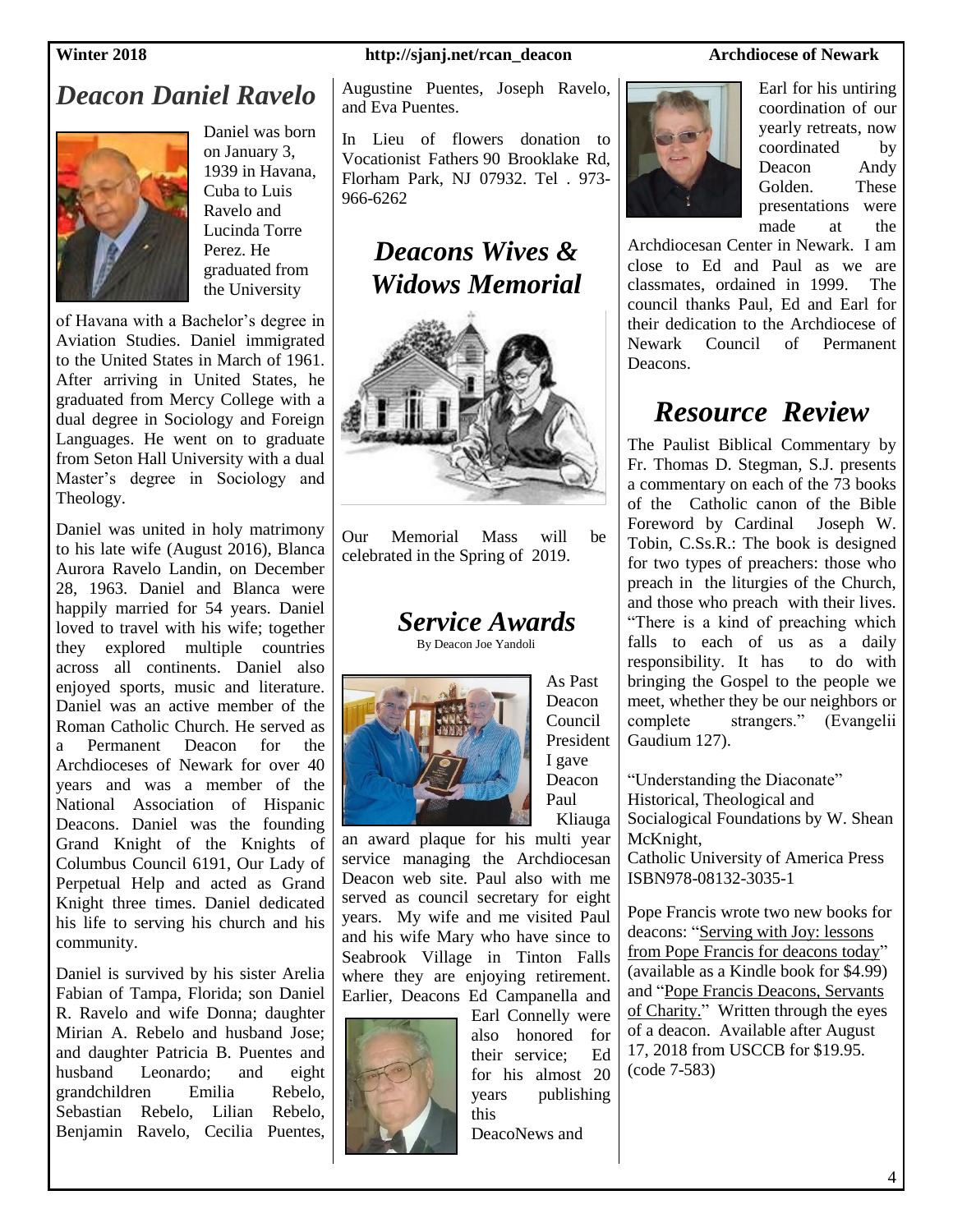# Deacon Daniel Ravelo

Daniel was born on January 3, 1939 in Havana, Cuba to Luis Ravelo and Lucinda Torre Perez. He graduated from the University of Havana with a Bachelor's degree in Aviation Studies. Daniel immigrated to the United States in March of 1961. After arriving in United States, he graduated from Mercy College with a dual degree in Sociology and Foreign Languages. He went on to graduate from Seton Hall University with a dual Master's degree in Sociology and Theology.

Daniel was united in holy matrimony to his late wife (August 2016), Blanca Aurora Ravelo Landin, on December 28, 1963. Daniel and Blanca were happily married for 54 years. Daniel loved to travel with his wife; together they explored multiple countries across all continents. Daniel also enjoyed sports, music and literature. Daniel was an active member of the Roman Catholic Church. He served as a Permanent Deacon for the Archdioceses of Newark for over 40 years and was a member of the National Association of Hispanic Deacons. Daniel was the founding Grand Knight of the Knights of Columbus Council 6191, Our Lady of Perpetual Help and acted as Grand Knight three times. Daniel dedicated his life to serving his church and his community.

Daniel is survived by his sister Arelia Fabian of Tampa, Florida; son Daniel R. Ravelo and wife Donna; daughter Mirian A. Rebelo and husband Jose; and daughter Patricia B. Puentes and husband Leonardo; and eight grandchildren Emilia Rebelo, Sebastian Rebelo, Lilian Rebelo, Benjamin Ravelo, Cecilia Puentes, Augustine Puentes, Joseph Ravelo, and Eva Puentes.

In Lieu of flowers donation to Vocationist Fathers 90 Brooklake Rd, Florham Park, NJ 07932. Tel . 973-966-6262

# Deacons Wives & Widows Memorial

Our Memorial Mass will be celebrated in the Spring of 2019.

# Service Awards

By Deacon Joe Yandoli

As Past Deacon Council President I gave Deacon Paul Kliauga an award plaque for his multi year service managing the Archdiocesan Deacon web site. Paul also with me served as council secretary for eight years. My wife and me visited Paul and his wife Mary who have since to Seabrook Village in Tinton Falls where they are enjoying retirement. Earlier, Deacons Ed Campanella and Earl Connelly were also honored for their service; Ed for his almost 20 years publishing this DeacoNews and Earl for his untiring coordination of our yearly retreats, now coordinated by Deacon Andy Golden. These presentations were made at the Archdiocesan Center in Newark. I am close to Ed and Paul as we are classmates, ordained in 1999. The council thanks Paul, Ed and Earl for their dedication to the Archdiocese of Newark Council of Permanent Deacons.

# Resource Review

The Paulist Biblical Commentary by Fr. Thomas D. Stegman, S.J. presents a commentary on each of the 73 books of the Catholic canon of the Bible Foreword by Cardinal Joseph W. Tobin, C.Ss.R.: The book is designed for two types of preachers: those who preach in the liturgies of the Church, and those who preach with their lives. "There is a kind of preaching which falls to each of us as a daily responsibility. It has to do with bringing the Gospel to the people we meet, whether they be our neighbors or complete strangers." (Evangelii Gaudium 127).

"Understanding the Diaconate"
Historical, Theological and Socialogical Foundations by W. Shean McKnight,
Catholic University of America Press
ISBN978-08132-3035-1

Pope Francis wrote two new books for deacons: "Serving with Joy: lessons from Pope Francis for deacons today" (available as a Kindle book for $4.99) and "Pope Francis Deacons, Servants of Charity." Written through the eyes of a deacon. Available after August 17, 2018 from USCCB for $19.95. (code 7-583)